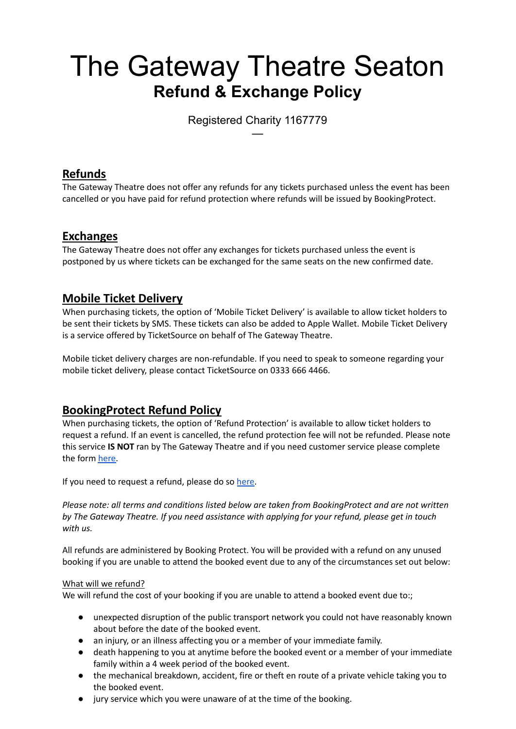# The Gateway Theatre Seaton

## Refund & Exchange Policy

Registered Charity 1167779

—

## Refunds

The Gateway Theatre does not offer any refunds for any tickets purchased unless the event has been cancelled or you have paid for refund protection where refunds will be issued by BookingProtect.

## Exchanges

The Gateway Theatre does not offer any exchanges for tickets purchased unless the event is postponed by us where tickets can be exchanged for the same seats on the new confirmed date.

## Mobile Ticket Delivery

When purchasing tickets, the option of 'Mobile Ticket Delivery' is available to allow ticket holders to be sent their tickets by SMS. These tickets can also be added to Apple Wallet. Mobile Ticket Delivery is a service offered by TicketSource on behalf of The Gateway Theatre.

Mobile ticket delivery charges are non-refundable. If you need to speak to someone regarding your mobile ticket delivery, please contact TicketSource on 0333 666 4466.

## BookingProtect Refund Policy

When purchasing tickets, the option of 'Refund Protection' is available to allow ticket holders to request a refund. If an event is cancelled, the refund protection fee will not be refunded. Please note this service **IS NOT** ran by The Gateway Theatre and if you need customer service please complete the form here.

If you need to request a refund, please do so here.

*Please note: all terms and conditions listed below are taken from BookingProtect and are not written by The Gateway Theatre. If you need assistance with applying for your refund, please get in touch with us.*

All refunds are administered by Booking Protect. You will be provided with a refund on any unused booking if you are unable to attend the booked event due to any of the circumstances set out below:

What will we refund?

We will refund the cost of your booking if you are unable to attend a booked event due to:;

- unexpected disruption of the public transport network you could not have reasonably known about before the date of the booked event.
- an injury, or an illness affecting you or a member of your immediate family.
- death happening to you at anytime before the booked event or a member of your immediate family within a 4 week period of the booked event.
- the mechanical breakdown, accident, fire or theft en route of a private vehicle taking you to the booked event.
- jury service which you were unaware of at the time of the booking.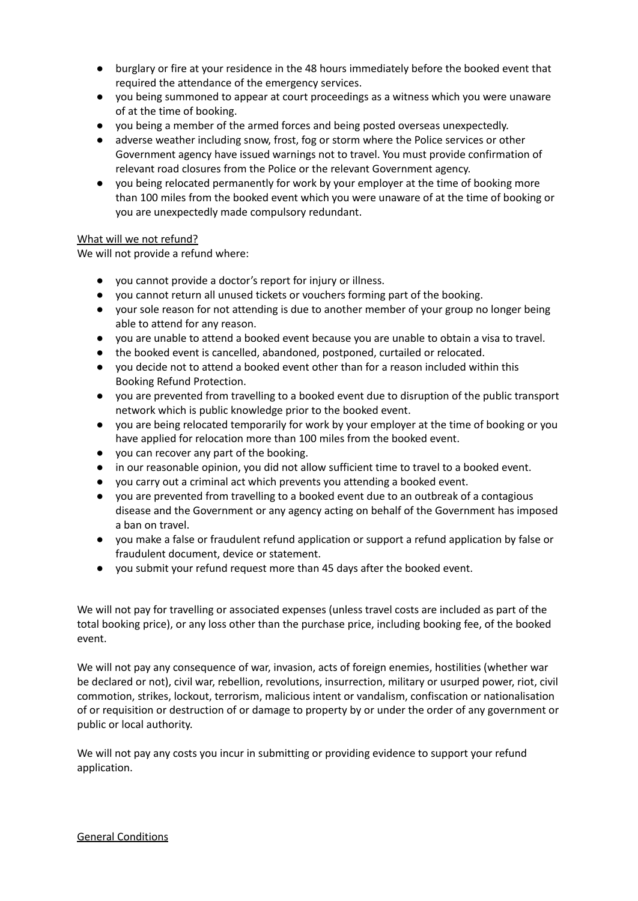- burglary or fire at your residence in the 48 hours immediately before the booked event that required the attendance of the emergency services.
- you being summoned to appear at court proceedings as a witness which you were unaware of at the time of booking.
- you being a member of the armed forces and being posted overseas unexpectedly.
- adverse weather including snow, frost, fog or storm where the Police services or other Government agency have issued warnings not to travel. You must provide confirmation of relevant road closures from the Police or the relevant Government agency.
- you being relocated permanently for work by your employer at the time of booking more than 100 miles from the booked event which you were unaware of at the time of booking or you are unexpectedly made compulsory redundant.

What will we not refund?

We will not provide a refund where:

- you cannot provide a doctor's report for injury or illness.
- you cannot return all unused tickets or vouchers forming part of the booking.
- your sole reason for not attending is due to another member of your group no longer being able to attend for any reason.
- you are unable to attend a booked event because you are unable to obtain a visa to travel.
- the booked event is cancelled, abandoned, postponed, curtailed or relocated.
- you decide not to attend a booked event other than for a reason included within this Booking Refund Protection.
- you are prevented from travelling to a booked event due to disruption of the public transport network which is public knowledge prior to the booked event.
- you are being relocated temporarily for work by your employer at the time of booking or you have applied for relocation more than 100 miles from the booked event.
- you can recover any part of the booking.
- in our reasonable opinion, you did not allow sufficient time to travel to a booked event.
- you carry out a criminal act which prevents you attending a booked event.
- you are prevented from travelling to a booked event due to an outbreak of a contagious disease and the Government or any agency acting on behalf of the Government has imposed a ban on travel.
- you make a false or fraudulent refund application or support a refund application by false or fraudulent document, device or statement.
- you submit your refund request more than 45 days after the booked event.

We will not pay for travelling or associated expenses (unless travel costs are included as part of the total booking price), or any loss other than the purchase price, including booking fee, of the booked event.

We will not pay any consequence of war, invasion, acts of foreign enemies, hostilities (whether war be declared or not), civil war, rebellion, revolutions, insurrection, military or usurped power, riot, civil commotion, strikes, lockout, terrorism, malicious intent or vandalism, confiscation or nationalisation of or requisition or destruction of or damage to property by or under the order of any government or public or local authority.

We will not pay any costs you incur in submitting or providing evidence to support your refund application.

General Conditions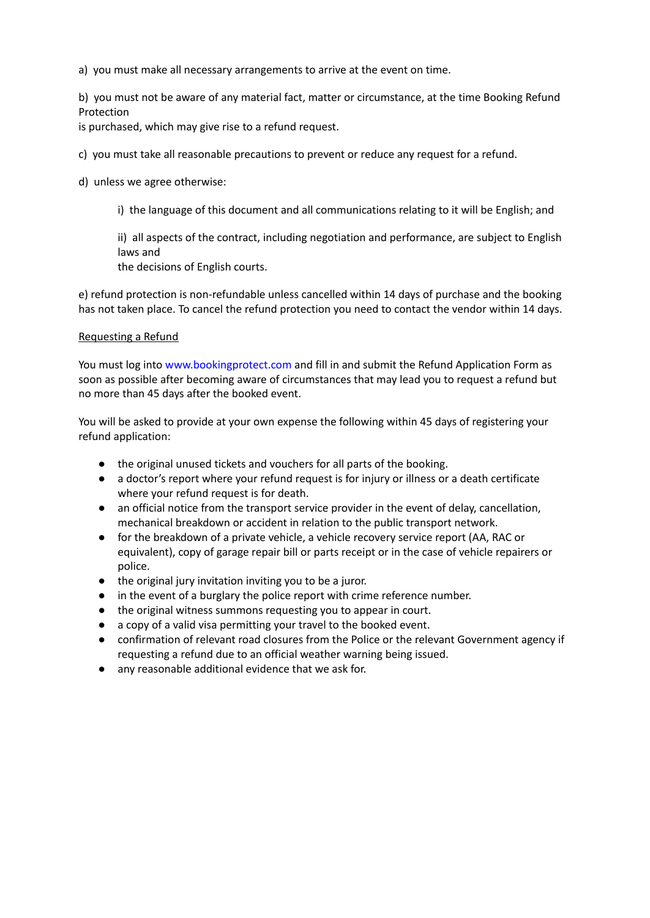a) you must make all necessary arrangements to arrive at the event on time.

b) you must not be aware of any material fact, matter or circumstance, at the time Booking Refund Protection
is purchased, which may give rise to a refund request.

c) you must take all reasonable precautions to prevent or reduce any request for a refund.

d) unless we agree otherwise:

> i) the language of this document and all communications relating to it will be English; and
>
> ii) all aspects of the contract, including negotiation and performance, are subject to English laws and
> the decisions of English courts.

e) refund protection is non-refundable unless cancelled within 14 days of purchase and the booking has not taken place. To cancel the refund protection you need to contact the vendor within 14 days.

<u>Requesting a Refund</u>

You must log into www.bookingprotect.com and fill in and submit the Refund Application Form as soon as possible after becoming aware of circumstances that may lead you to request a refund but no more than 45 days after the booked event.

You will be asked to provide at your own expense the following within 45 days of registering your refund application:

- the original unused tickets and vouchers for all parts of the booking.
- a doctor's report where your refund request is for injury or illness or a death certificate where your refund request is for death.
- an official notice from the transport service provider in the event of delay, cancellation, mechanical breakdown or accident in relation to the public transport network.
- for the breakdown of a private vehicle, a vehicle recovery service report (AA, RAC or equivalent), copy of garage repair bill or parts receipt or in the case of vehicle repairers or police.
- the original jury invitation inviting you to be a juror.
- in the event of a burglary the police report with crime reference number.
- the original witness summons requesting you to appear in court.
- a copy of a valid visa permitting your travel to the booked event.
- confirmation of relevant road closures from the Police or the relevant Government agency if requesting a refund due to an official weather warning being issued.
- any reasonable additional evidence that we ask for.